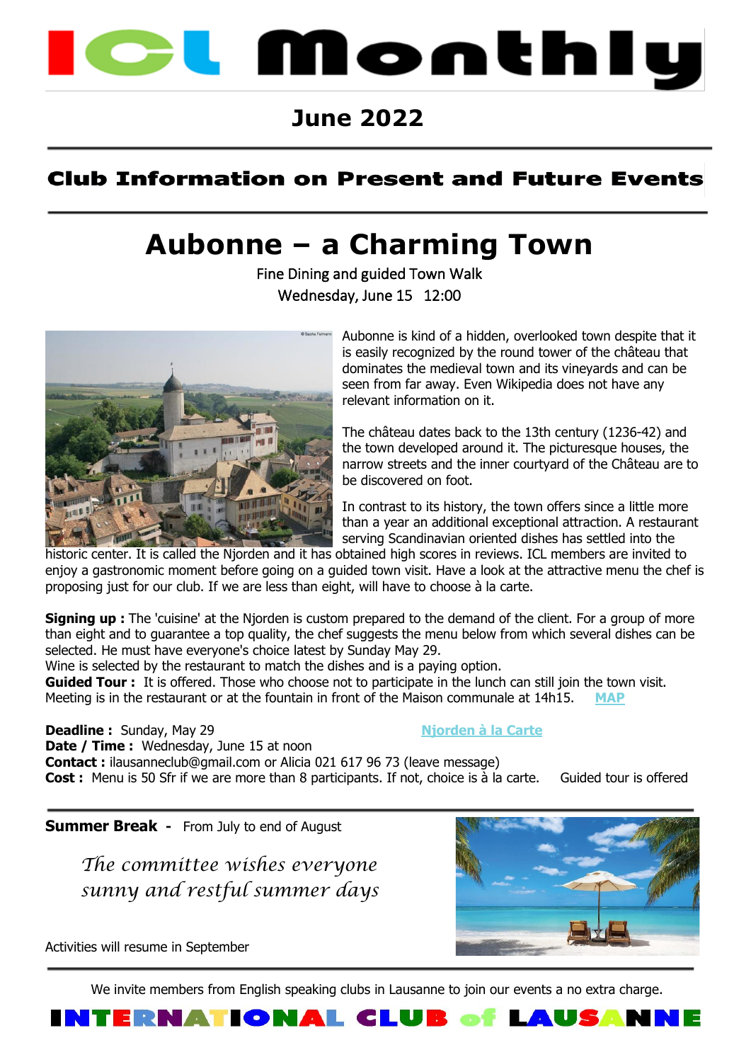# ICL Monthly

## June 2022

### Club Information on Present and Future Events

# Aubonne – a Charming Town

Fine Dining and guided Town Walk
Wednesday, June 15 12:00

Aubonne is kind of a hidden, overlooked town despite that it is easily recognized by the round tower of the château that dominates the medieval town and its vineyards and can be seen from far away. Even Wikipedia does not have any relevant information on it.

The château dates back to the 13th century (1236-42) and the town developed around it. The picturesque houses, the narrow streets and the inner courtyard of the Château are to be discovered on foot.

In contrast to its history, the town offers since a little more than a year an additional exceptional attraction. A restaurant serving Scandinavian oriented dishes has settled into the historic center. It is called the Njorden and it has obtained high scores in reviews. ICL members are invited to enjoy a gastronomic moment before going on a guided town visit. Have a look at the attractive menu the chef is proposing just for our club. If we are less than eight, will have to choose à la carte.

**Signing up :** The 'cuisine' at the Njorden is custom prepared to the demand of the client. For a group of more than eight and to guarantee a top quality, the chef suggests the menu below from which several dishes can be selected. He must have everyone's choice latest by Sunday May 29.
Wine is selected by the restaurant to match the dishes and is a paying option.
**Guided Tour :** It is offered. Those who choose not to participate in the lunch can still join the town visit. Meeting is in the restaurant or at the fountain in front of the Maison communale at 14h15. MAP

**Deadline :** Sunday, May 29 Njorden à la Carte
**Date / Time :** Wednesday, June 15 at noon
**Contact :** ilausanneclub@gmail.com or Alicia 021 617 96 73 (leave message)
**Cost :** Menu is 50 Sfr if we are more than 8 participants. If not, choice is à la carte. Guided tour is offered

**Summer Break -** From July to end of August

*The committee wishes everyone sunny and restful summer days*

Activities will resume in September

We invite members from English speaking clubs in Lausanne to join our events a no extra charge.

INTERNATIONAL CLUB of LAUSANNE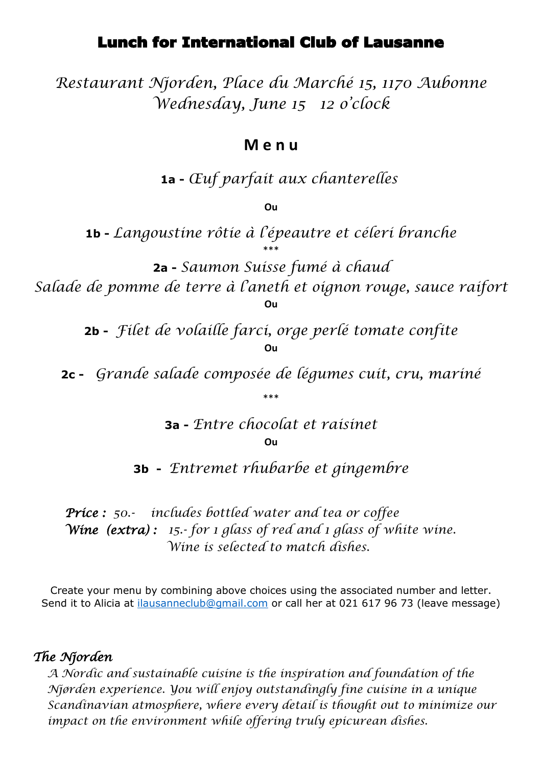# Lunch for International Club of Lausanne

*Restaurant Njorden, Place du Marché 15, 1170 Aubonne*
*Wednesday, June 15   12 o'clock*

## Menu

**1a -** *Œuf parfait aux chanterelles*

**Ou**

**1b -** *Langoustine rôtie à l'épeautre et céleri branche*

\*\*\*

**2a -** *Saumon Suisse fumé à chaud*
*Salade de pomme de terre à l'aneth et oignon rouge, sauce raifort*

**Ou**

**2b -** *Filet de volaille farci, orge perlé tomate confite*

**Ou**

**2c -** *Grande salade composée de légumes cuit, cru, mariné*

\*\*\*

**3a -** *Entre chocolat et raisinet*

**Ou**

**3b -** *Entremet rhubarbe et gingembre*

***Price :*** *50.-   includes bottled water and tea or coffee*
***Wine (extra) :*** *15.- for 1 glass of red and 1 glass of white wine.*
*Wine is selected to match dishes.*

Create your menu by combining above choices using the associated number and letter.
Send it to Alicia at ilausanneclub@gmail.com or call her at 021 617 96 73 (leave message)

***The Njorden***

*A Nordic and sustainable cuisine is the inspiration and foundation of the Njørden experience. You will enjoy outstandingly fine cuisine in a unique Scandinavian atmosphere, where every detail is thought out to minimize our impact on the environment while offering truly epicurean dishes.*